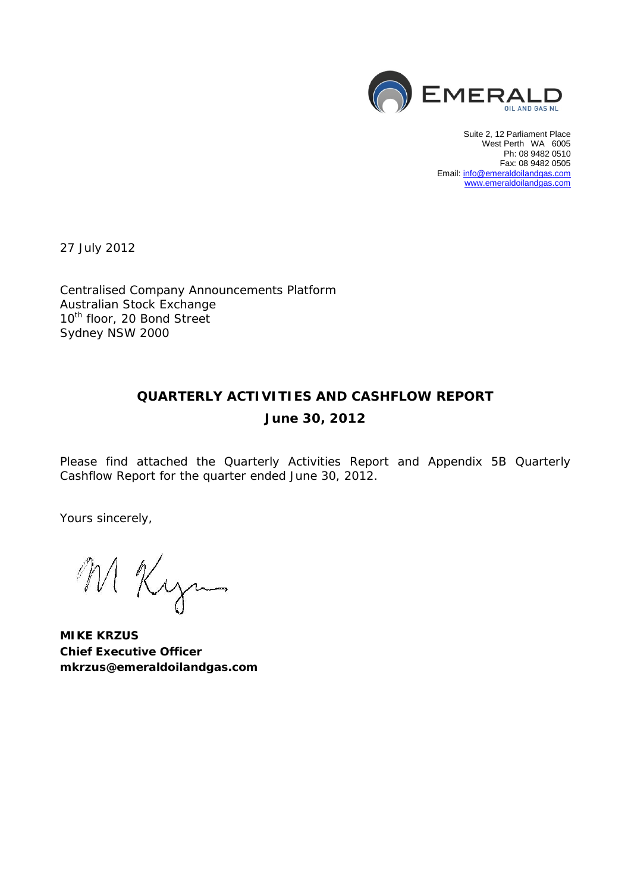EMERALD OIL AND GAS NL

Suite 2, 12 Parliament Place
West Perth WA 6005
Ph: 08 9482 0510
Fax: 08 9482 0505
Email: info@emeraldoilandgas.com
www.emeraldoilandgas.com

27 July 2012

Centralised Company Announcements Platform
Australian Stock Exchange
10th floor, 20 Bond Street
Sydney NSW 2000

## QUARTERLY ACTIVITIES AND CASHFLOW REPORT

## June 30, 2012

Please find attached the Quarterly Activities Report and Appendix 5B Quarterly Cashflow Report for the quarter ended June 30, 2012.

Yours sincerely,

**MIKE KRZUS**
**Chief Executive Officer**
**mkrzus@emeraldoilandgas.com**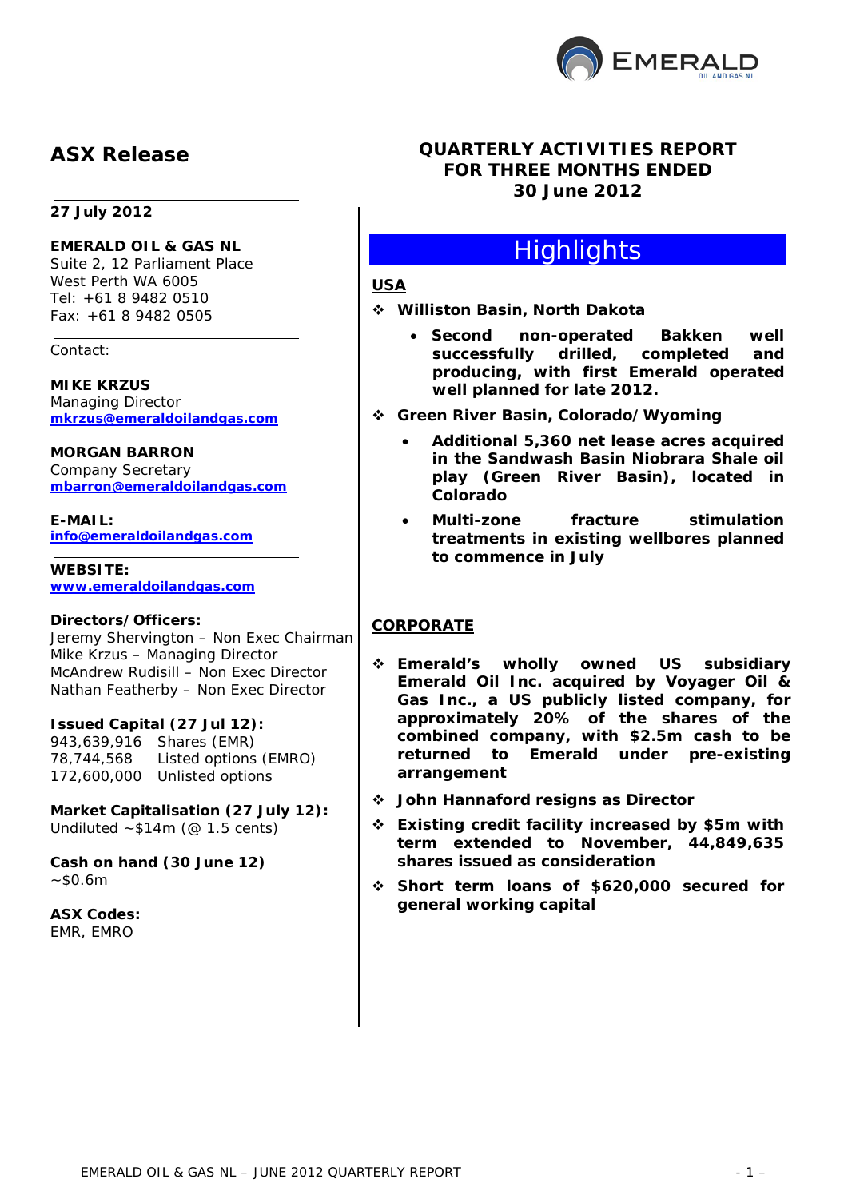# ASX Release

**27 July 2012**

**EMERALD OIL & GAS NL**
Suite 2, 12 Parliament Place
West Perth WA 6005
Tel: +61 8 9482 0510
Fax: +61 8 9482 0505

Contact:

**MIKE KRZUS**
Managing Director
**mkrzus@emeraldoilandgas.com**

**MORGAN BARRON**
Company Secretary
**mbarron@emeraldoilandgas.com**

**E-MAIL:**
**info@emeraldoilandgas.com**

**WEBSITE:**
**www.emeraldoilandgas.com**

**Directors/Officers:**
Jeremy Shervington – Non Exec Chairman
Mike Krzus – Managing Director
McAndrew Rudisill – Non Exec Director
Nathan Featherby – Non Exec Director

**Issued Capital (27 Jul 12):**

| | |
|---|---|
| 943,639,916 | Shares (EMR) |
| 78,744,568 | Listed options (EMRO) |
| 172,600,000 | Unlisted options |

**Market Capitalisation (27 July 12):**
Undiluted ~$14m (@ 1.5 cents)

**Cash on hand (30 June 12)**
~$0.6m

**ASX Codes:**
EMR, EMRO

## QUARTERLY ACTIVITIES REPORT FOR THREE MONTHS ENDED 30 June 2012

## Highlights

**USA**

- **Williston Basin, North Dakota**
  - **Second non-operated Bakken well successfully drilled, completed and producing, with first Emerald operated well planned for late 2012.**
- **Green River Basin, Colorado/Wyoming**
  - **Additional 5,360 net lease acres acquired in the Sandwash Basin Niobrara Shale oil play (Green River Basin), located in Colorado**
  - **Multi-zone fracture stimulation treatments in existing wellbores planned to commence in July**

**CORPORATE**

- **Emerald's wholly owned US subsidiary Emerald Oil Inc. acquired by Voyager Oil & Gas Inc., a US publicly listed company, for approximately 20% of the shares of the combined company, with $2.5m cash to be returned to Emerald under pre-existing arrangement**
- **John Hannaford resigns as Director**
- **Existing credit facility increased by $5m with term extended to November, 44,849,635 shares issued as consideration**
- **Short term loans of $620,000 secured for general working capital**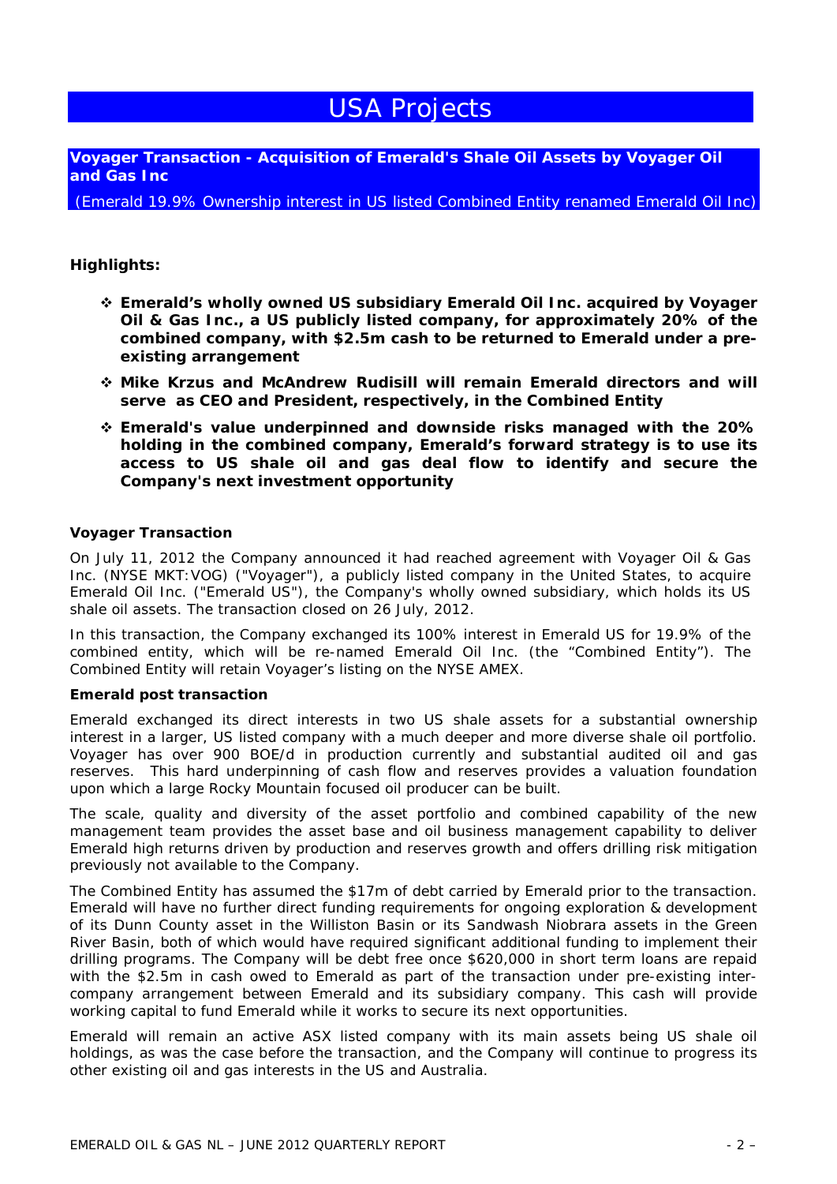# USA Projects

**Voyager Transaction - Acquisition of Emerald's Shale Oil Assets by Voyager Oil and Gas Inc**

(Emerald 19.9% Ownership interest in US listed Combined Entity renamed Emerald Oil Inc)

**Highlights:**

- **Emerald's wholly owned US subsidiary Emerald Oil Inc. acquired by Voyager Oil & Gas Inc., a US publicly listed company, for approximately 20% of the combined company, with $2.5m cash to be returned to Emerald under a pre-existing arrangement**
- **Mike Krzus and McAndrew Rudisill will remain Emerald directors and will serve as CEO and President, respectively, in the Combined Entity**
- **Emerald's value underpinned and downside risks managed with the 20% holding in the combined company, Emerald's forward strategy is to use its access to US shale oil and gas deal flow to identify and secure the Company's next investment opportunity**

**Voyager Transaction**

On July 11, 2012 the Company announced it had reached agreement with Voyager Oil & Gas Inc. (NYSE MKT:VOG) ("Voyager"), a publicly listed company in the United States, to acquire Emerald Oil Inc. ("Emerald US"), the Company's wholly owned subsidiary, which holds its US shale oil assets. The transaction closed on 26 July, 2012.

In this transaction, the Company exchanged its 100% interest in Emerald US for 19.9% of the combined entity, which will be re-named Emerald Oil Inc. (the "Combined Entity"). The Combined Entity will retain Voyager's listing on the NYSE AMEX.

**Emerald post transaction**

Emerald exchanged its direct interests in two US shale assets for a substantial ownership interest in a larger, US listed company with a much deeper and more diverse shale oil portfolio. Voyager has over 900 BOE/d in production currently and substantial audited oil and gas reserves. This hard underpinning of cash flow and reserves provides a valuation foundation upon which a large Rocky Mountain focused oil producer can be built.

The scale, quality and diversity of the asset portfolio and combined capability of the new management team provides the asset base and oil business management capability to deliver Emerald high returns driven by production and reserves growth and offers drilling risk mitigation previously not available to the Company.

The Combined Entity has assumed the $17m of debt carried by Emerald prior to the transaction. Emerald will have no further direct funding requirements for ongoing exploration & development of its Dunn County asset in the Williston Basin or its Sandwash Niobrara assets in the Green River Basin, both of which would have required significant additional funding to implement their drilling programs. The Company will be debt free once $620,000 in short term loans are repaid with the $2.5m in cash owed to Emerald as part of the transaction under pre-existing inter-company arrangement between Emerald and its subsidiary company. This cash will provide working capital to fund Emerald while it works to secure its next opportunities.

Emerald will remain an active ASX listed company with its main assets being US shale oil holdings, as was the case before the transaction, and the Company will continue to progress its other existing oil and gas interests in the US and Australia.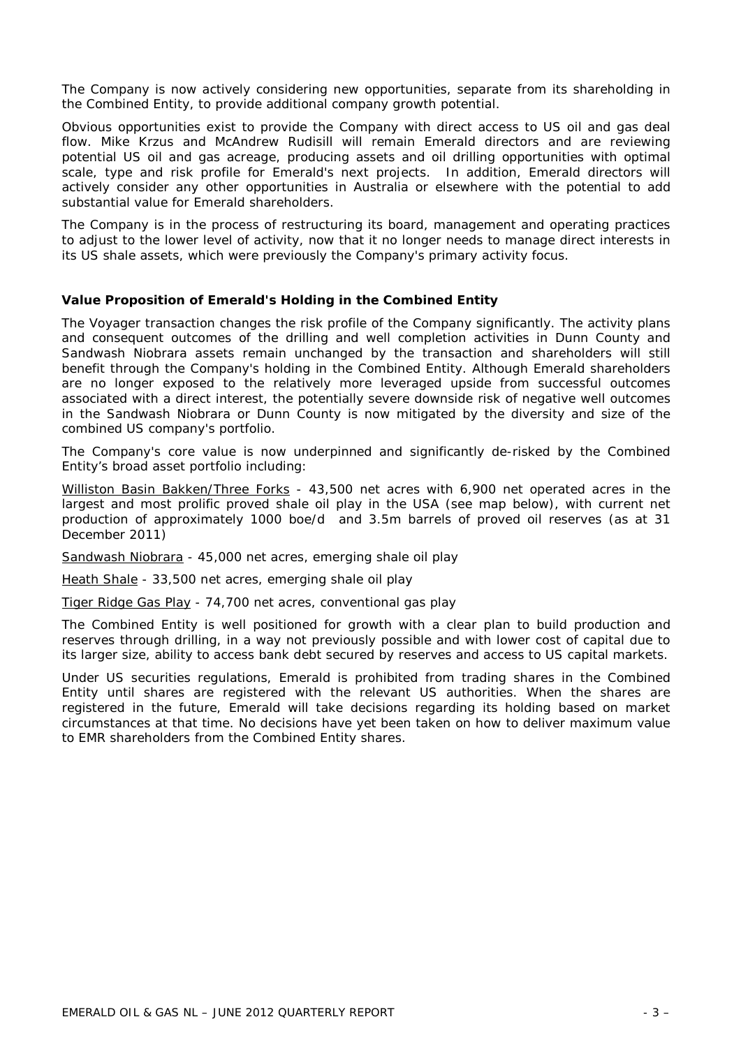The Company is now actively considering new opportunities, separate from its shareholding in the Combined Entity, to provide additional company growth potential.

Obvious opportunities exist to provide the Company with direct access to US oil and gas deal flow. Mike Krzus and McAndrew Rudisill will remain Emerald directors and are reviewing potential US oil and gas acreage, producing assets and oil drilling opportunities with optimal scale, type and risk profile for Emerald's next projects. In addition, Emerald directors will actively consider any other opportunities in Australia or elsewhere with the potential to add substantial value for Emerald shareholders.

The Company is in the process of restructuring its board, management and operating practices to adjust to the lower level of activity, now that it no longer needs to manage direct interests in its US shale assets, which were previously the Company's primary activity focus.

**Value Proposition of Emerald's Holding in the Combined Entity**

The Voyager transaction changes the risk profile of the Company significantly. The activity plans and consequent outcomes of the drilling and well completion activities in Dunn County and Sandwash Niobrara assets remain unchanged by the transaction and shareholders will still benefit through the Company's holding in the Combined Entity. Although Emerald shareholders are no longer exposed to the relatively more leveraged upside from successful outcomes associated with a direct interest, the potentially severe downside risk of negative well outcomes in the Sandwash Niobrara or Dunn County is now mitigated by the diversity and size of the combined US company's portfolio.

The Company's core value is now underpinned and significantly de-risked by the Combined Entity's broad asset portfolio including:

Williston Basin Bakken/Three Forks - 43,500 net acres with 6,900 net operated acres in the largest and most prolific proved shale oil play in the USA (see map below), with current net production of approximately 1000 boe/d and 3.5m barrels of proved oil reserves (as at 31 December 2011)

Sandwash Niobrara - 45,000 net acres, emerging shale oil play

Heath Shale - 33,500 net acres, emerging shale oil play

Tiger Ridge Gas Play - 74,700 net acres, conventional gas play

The Combined Entity is well positioned for growth with a clear plan to build production and reserves through drilling, in a way not previously possible and with lower cost of capital due to its larger size, ability to access bank debt secured by reserves and access to US capital markets.

Under US securities regulations, Emerald is prohibited from trading shares in the Combined Entity until shares are registered with the relevant US authorities. When the shares are registered in the future, Emerald will take decisions regarding its holding based on market circumstances at that time. No decisions have yet been taken on how to deliver maximum value to EMR shareholders from the Combined Entity shares.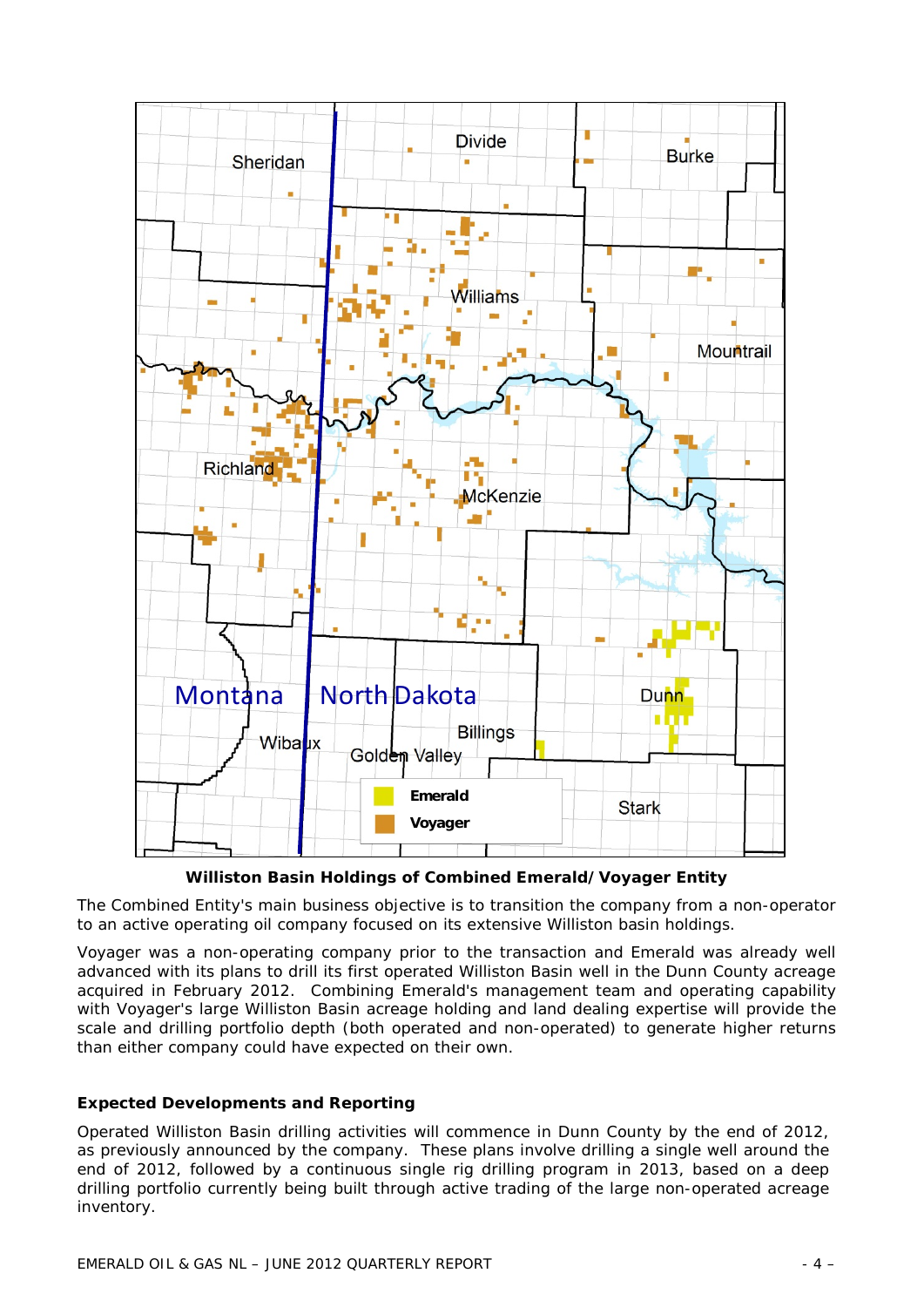**Williston Basin Holdings of Combined Emerald/Voyager Entity**

The Combined Entity's main business objective is to transition the company from a non-operator to an active operating oil company focused on its extensive Williston basin holdings.

Voyager was a non-operating company prior to the transaction and Emerald was already well advanced with its plans to drill its first operated Williston Basin well in the Dunn County acreage acquired in February 2012. Combining Emerald's management team and operating capability with Voyager's large Williston Basin acreage holding and land dealing expertise will provide the scale and drilling portfolio depth (both operated and non-operated) to generate higher returns than either company could have expected on their own.

**Expected Developments and Reporting**

Operated Williston Basin drilling activities will commence in Dunn County by the end of 2012, as previously announced by the company. These plans involve drilling a single well around the end of 2012, followed by a continuous single rig drilling program in 2013, based on a deep drilling portfolio currently being built through active trading of the large non-operated acreage inventory.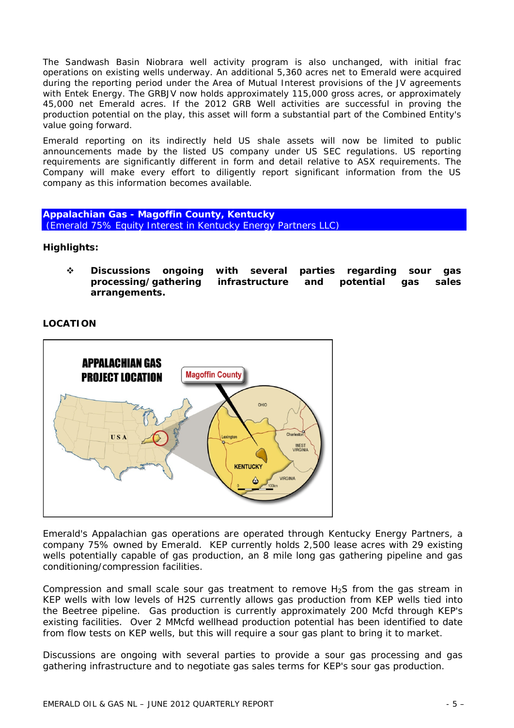The Sandwash Basin Niobrara well activity program is also unchanged, with initial frac operations on existing wells underway. An additional 5,360 acres net to Emerald were acquired during the reporting period under the Area of Mutual Interest provisions of the JV agreements with Entek Energy. The GRBJV now holds approximately 115,000 gross acres, or approximately 45,000 net Emerald acres. If the 2012 GRB Well activities are successful in proving the production potential on the play, this asset will form a substantial part of the Combined Entity's value going forward.

Emerald reporting on its indirectly held US shale assets will now be limited to public announcements made by the listed US company under US SEC regulations. US reporting requirements are significantly different in form and detail relative to ASX requirements. The Company will make every effort to diligently report significant information from the US company as this information becomes available.

## Appalachian Gas - Magoffin County, Kentucky
(Emerald 75% Equity Interest in Kentucky Energy Partners LLC)

**Highlights:**

- **Discussions ongoing with several parties regarding sour gas processing/gathering infrastructure and potential gas sales arrangements.**

**LOCATION**

Emerald's Appalachian gas operations are operated through Kentucky Energy Partners, a company 75% owned by Emerald. KEP currently holds 2,500 lease acres with 29 existing wells potentially capable of gas production, an 8 mile long gas gathering pipeline and gas conditioning/compression facilities.

Compression and small scale sour gas treatment to remove $H_2S$ from the gas stream in KEP wells with low levels of $H_2S$ currently allows gas production from KEP wells tied into the Beetree pipeline. Gas production is currently approximately 200 Mcfd through KEP's existing facilities. Over 2 MMcfd wellhead production potential has been identified to date from flow tests on KEP wells, but this will require a sour gas plant to bring it to market.

Discussions are ongoing with several parties to provide a sour gas processing and gas gathering infrastructure and to negotiate gas sales terms for KEP's sour gas production.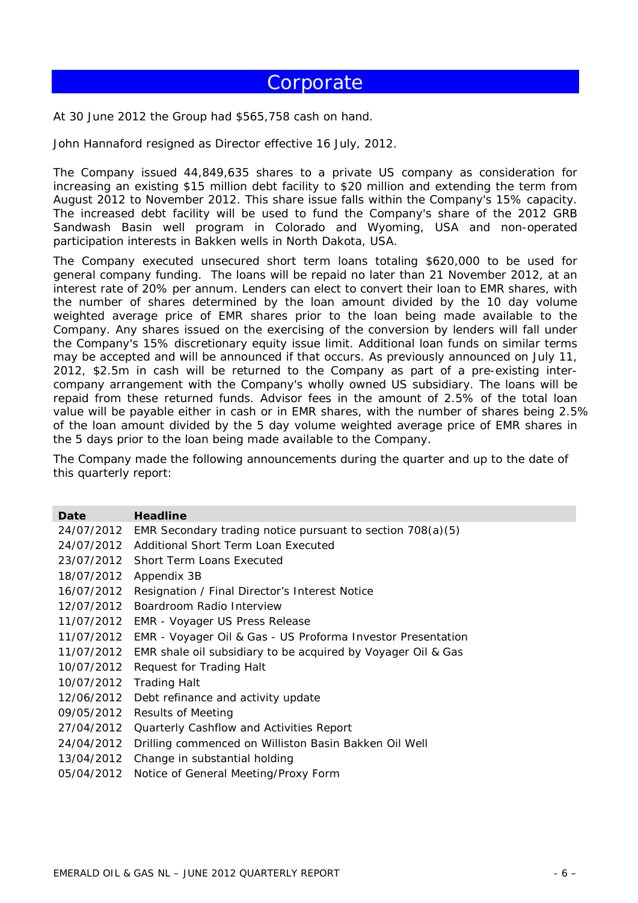# Corporate

At 30 June 2012 the Group had $565,758 cash on hand.

John Hannaford resigned as Director effective 16 July, 2012.

The Company issued 44,849,635 shares to a private US company as consideration for increasing an existing $15 million debt facility to $20 million and extending the term from August 2012 to November 2012. This share issue falls within the Company's 15% capacity. The increased debt facility will be used to fund the Company's share of the 2012 GRB Sandwash Basin well program in Colorado and Wyoming, USA and non-operated participation interests in Bakken wells in North Dakota, USA.

The Company executed unsecured short term loans totaling $620,000 to be used for general company funding. The loans will be repaid no later than 21 November 2012, at an interest rate of 20% per annum. Lenders can elect to convert their loan to EMR shares, with the number of shares determined by the loan amount divided by the 10 day volume weighted average price of EMR shares prior to the loan being made available to the Company. Any shares issued on the exercising of the conversion by lenders will fall under the Company's 15% discretionary equity issue limit. Additional loan funds on similar terms may be accepted and will be announced if that occurs. As previously announced on July 11, 2012, $2.5m in cash will be returned to the Company as part of a pre-existing inter-company arrangement with the Company's wholly owned US subsidiary. The loans will be repaid from these returned funds. Advisor fees in the amount of 2.5% of the total loan value will be payable either in cash or in EMR shares, with the number of shares being 2.5% of the loan amount divided by the 5 day volume weighted average price of EMR shares in the 5 days prior to the loan being made available to the Company.

The Company made the following announcements during the quarter and up to the date of this quarterly report:

| Date | Headline |
|---|---|
| 24/07/2012 | EMR Secondary trading notice pursuant to section 708(a)(5) |
| 24/07/2012 | Additional Short Term Loan Executed |
| 23/07/2012 | Short Term Loans Executed |
| 18/07/2012 | Appendix 3B |
| 16/07/2012 | Resignation / Final Director's Interest Notice |
| 12/07/2012 | Boardroom Radio Interview |
| 11/07/2012 | EMR - Voyager US Press Release |
| 11/07/2012 | EMR - Voyager Oil & Gas - US Proforma Investor Presentation |
| 11/07/2012 | EMR shale oil subsidiary to be acquired by Voyager Oil & Gas |
| 10/07/2012 | Request for Trading Halt |
| 10/07/2012 | Trading Halt |
| 12/06/2012 | Debt refinance and activity update |
| 09/05/2012 | Results of Meeting |
| 27/04/2012 | Quarterly Cashflow and Activities Report |
| 24/04/2012 | Drilling commenced on Williston Basin Bakken Oil Well |
| 13/04/2012 | Change in substantial holding |
| 05/04/2012 | Notice of General Meeting/Proxy Form |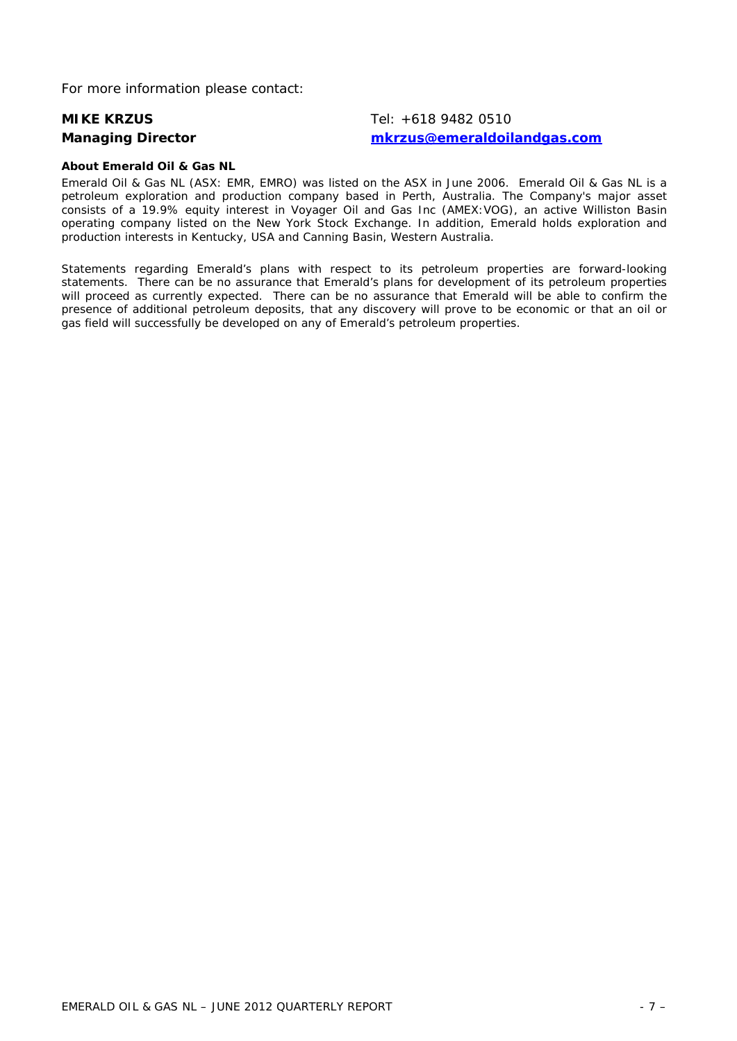For more information please contact:

| | |
|---|---|
| **MIKE KRZUS** | Tel: +618 9482 0510 |
| **Managing Director** | **mkrzus@emeraldoilandgas.com** |

**About Emerald Oil & Gas NL**

Emerald Oil & Gas NL (ASX: EMR, EMRO) was listed on the ASX in June 2006. Emerald Oil & Gas NL is a petroleum exploration and production company based in Perth, Australia. The Company's major asset consists of a 19.9% equity interest in Voyager Oil and Gas Inc (AMEX:VOG), an active Williston Basin operating company listed on the New York Stock Exchange. In addition, Emerald holds exploration and production interests in Kentucky, USA and Canning Basin, Western Australia.

Statements regarding Emerald's plans with respect to its petroleum properties are forward-looking statements. There can be no assurance that Emerald's plans for development of its petroleum properties will proceed as currently expected. There can be no assurance that Emerald will be able to confirm the presence of additional petroleum deposits, that any discovery will prove to be economic or that an oil or gas field will successfully be developed on any of Emerald's petroleum properties.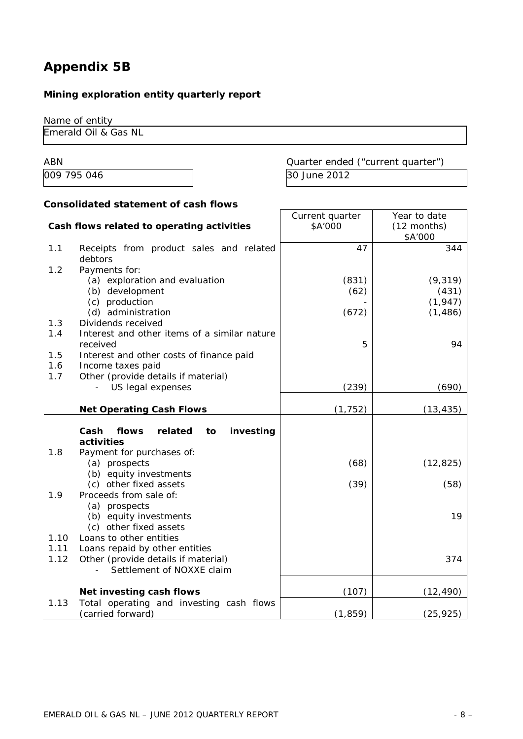# Appendix 5B

**Mining exploration entity quarterly report**

Name of entity

Emerald Oil & Gas NL

| ABN | Quarter ended ("current quarter") |
|---|---|
| 009 795 046 | 30 June 2012 |

**Consolidated statement of cash flows**

| | **Cash flows related to operating activities** | Current quarter $A'000 | Year to date (12 months) $A'000 |
|---|---|---|---|
| 1.1 | Receipts from product sales and related debtors | 47 | 344 |
| 1.2 | Payments for: | | |
| | (a) exploration and evaluation | (831) | (9,319) |
| | (b) development | (62) | (431) |
| | (c) production | - | (1,947) |
| | (d) administration | (672) | (1,486) |
| 1.3 | Dividends received | | |
| 1.4 | Interest and other items of a similar nature received | 5 | 94 |
| 1.5 | Interest and other costs of finance paid | | |
| 1.6 | Income taxes paid | | |
| 1.7 | Other (provide details if material) | | |
| | - US legal expenses | (239) | (690) |
| | **Net Operating Cash Flows** | (1,752) | (13,435) |
| | **Cash flows related to investing activities** | | |
| 1.8 | Payment for purchases of: | | |
| | (a) prospects | (68) | (12,825) |
| | (b) equity investments | | |
| | (c) other fixed assets | (39) | (58) |
| 1.9 | Proceeds from sale of: | | |
| | (a) prospects | | |
| | (b) equity investments | | 19 |
| | (c) other fixed assets | | |
| 1.10 | Loans to other entities | | |
| 1.11 | Loans repaid by other entities | | |
| 1.12 | Other (provide details if material) | | 374 |
| | - Settlement of NOXXE claim | | |
| | **Net investing cash flows** | (107) | (12,490) |
| 1.13 | Total operating and investing cash flows (carried forward) | (1,859) | (25,925) |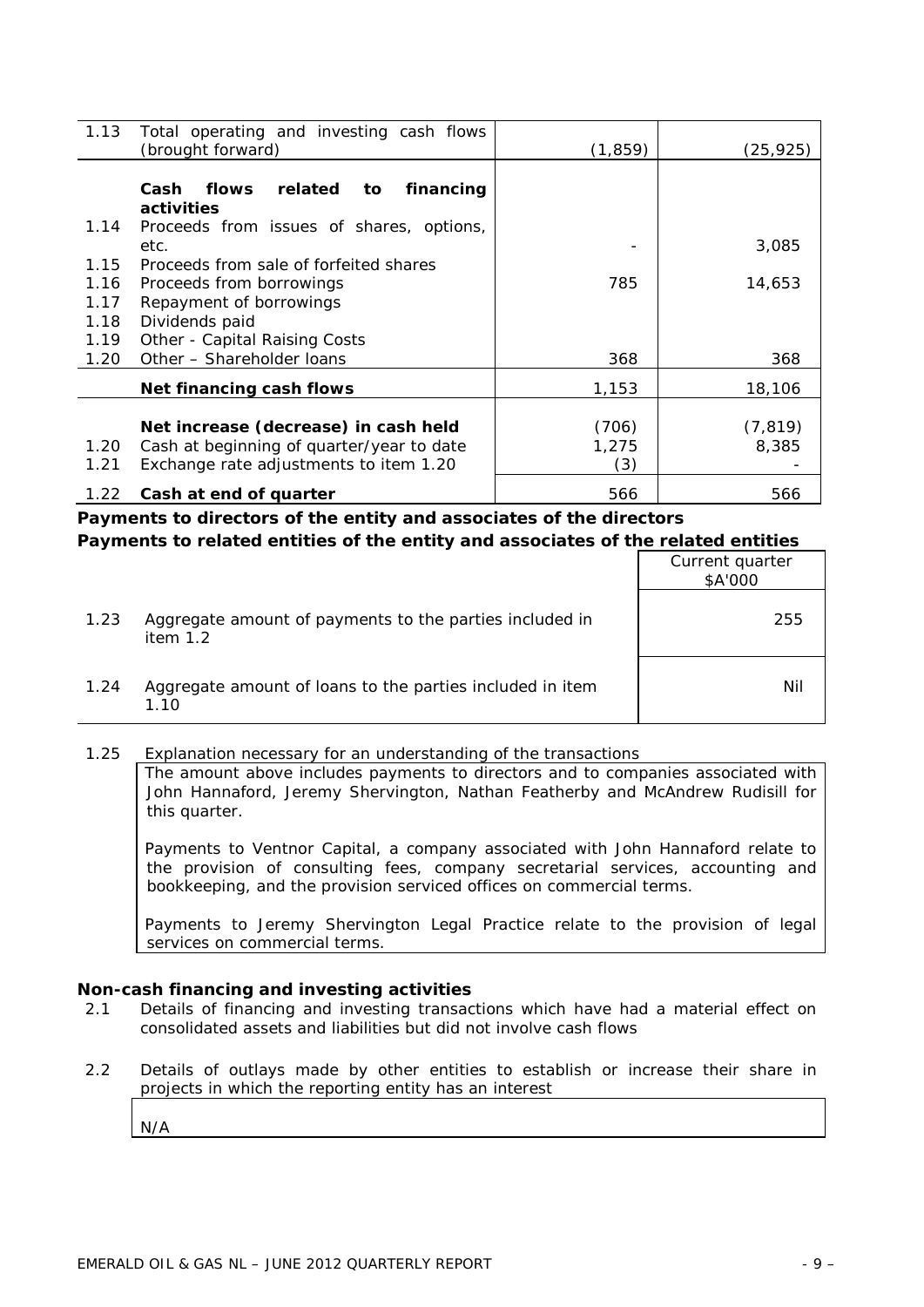| | | | |
|---|---|---|---|
| 1.13 | Total operating and investing cash flows (brought forward) | (1,859) | (25,925) |
| | **Cash flows related to financing activities** | | |
| 1.14 | Proceeds from issues of shares, options, etc. | - | 3,085 |
| 1.15 | Proceeds from sale of forfeited shares | | |
| 1.16 | Proceeds from borrowings | 785 | 14,653 |
| 1.17 | Repayment of borrowings | | |
| 1.18 | Dividends paid | | |
| 1.19 | Other - Capital Raising Costs | | |
| 1.20 | Other – Shareholder loans | 368 | 368 |
| | **Net financing cash flows** | 1,153 | 18,106 |
| | **Net increase (decrease) in cash held** | (706) | (7,819) |
| 1.20 | Cash at beginning of quarter/year to date | 1,275 | 8,385 |
| 1.21 | Exchange rate adjustments to item 1.20 | (3) | - |
| 1.22 | **Cash at end of quarter** | 566 | 566 |

**Payments to directors of the entity and associates of the directors**
**Payments to related entities of the entity and associates of the related entities**

| | | Current quarter \$A'000 |
|---|---|---|
| 1.23 | Aggregate amount of payments to the parties included in item 1.2 | 255 |
| 1.24 | Aggregate amount of loans to the parties included in item 1.10 | Nil |

1.25 Explanation necessary for an understanding of the transactions

The amount above includes payments to directors and to companies associated with John Hannaford, Jeremy Shervington, Nathan Featherby and McAndrew Rudisill for this quarter.

Payments to Ventnor Capital, a company associated with John Hannaford relate to the provision of consulting fees, company secretarial services, accounting and bookkeeping, and the provision serviced offices on commercial terms.

Payments to Jeremy Shervington Legal Practice relate to the provision of legal services on commercial terms.

**Non-cash financing and investing activities**

2.1 Details of financing and investing transactions which have had a material effect on consolidated assets and liabilities but did not involve cash flows

2.2 Details of outlays made by other entities to establish or increase their share in projects in which the reporting entity has an interest

N/A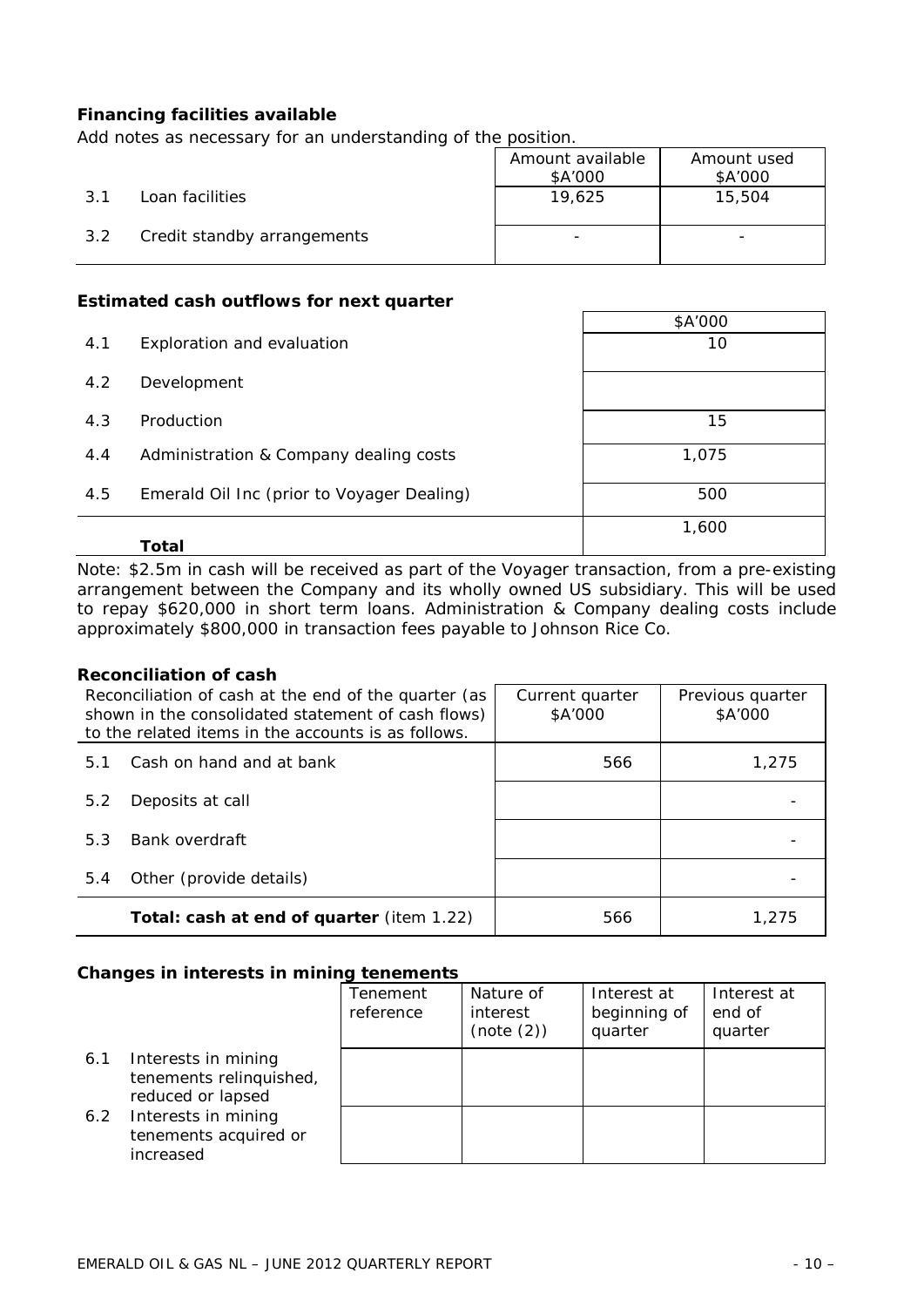### Financing facilities available

Add notes as necessary for an understanding of the position.

| | | Amount available $A'000 | Amount used $A'000 |
|---|---|---|---|
| 3.1 | Loan facilities | 19,625 | 15,504 |
| 3.2 | Credit standby arrangements | - | - |

### Estimated cash outflows for next quarter

| | | $A'000 |
|---|---|---|
| 4.1 | Exploration and evaluation | 10 |
| 4.2 | Development | |
| 4.3 | Production | 15 |
| 4.4 | Administration & Company dealing costs | 1,075 |
| 4.5 | Emerald Oil Inc (prior to Voyager Dealing) | 500 |
| | **Total** | 1,600 |

Note: $2.5m in cash will be received as part of the Voyager transaction, from a pre-existing arrangement between the Company and its wholly owned US subsidiary. This will be used to repay $620,000 in short term loans. Administration & Company dealing costs include approximately $800,000 in transaction fees payable to Johnson Rice Co.

### Reconciliation of cash

| Reconciliation of cash at the end of the quarter (as shown in the consolidated statement of cash flows) to the related items in the accounts is as follows. | | Current quarter $A'000 | Previous quarter $A'000 |
|---|---|---|---|
| 5.1 | Cash on hand and at bank | 566 | 1,275 |
| 5.2 | Deposits at call | | - |
| 5.3 | Bank overdraft | | - |
| 5.4 | Other (provide details) | | - |
| | **Total: cash at end of quarter** (item 1.22) | 566 | 1,275 |

### Changes in interests in mining tenements

| | | Tenement reference | Nature of interest (note (2)) | Interest at beginning of quarter | Interest at end of quarter |
|---|---|---|---|---|---|
| 6.1 | Interests in mining tenements relinquished, reduced or lapsed | | | | |
| 6.2 | Interests in mining tenements acquired or increased | | | | |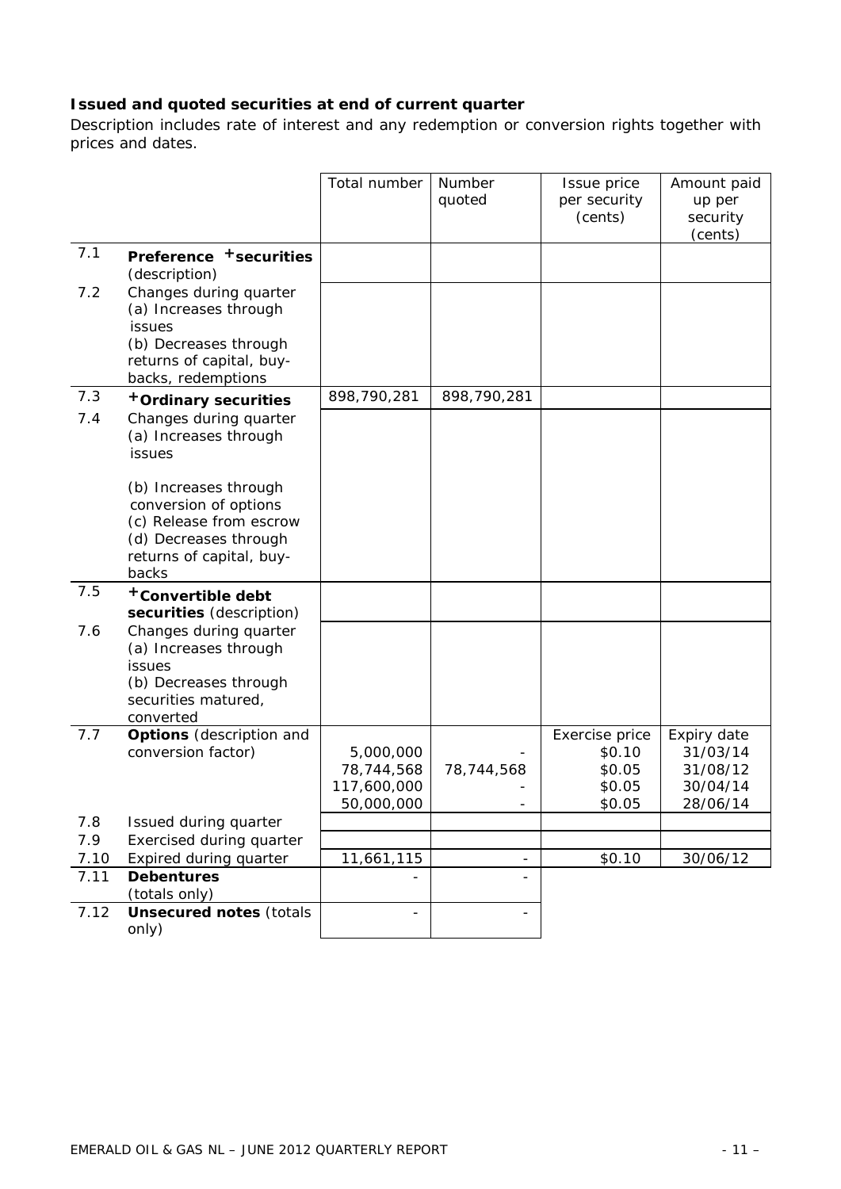**Issued and quoted securities at end of current quarter**

Description includes rate of interest and any redemption or conversion rights together with prices and dates.

| | | Total number | Number quoted | Issue price per security (cents) | Amount paid up per security (cents) |
|---|---|---|---|---|---|
| 7.1 | **Preference +securities** (description) | | | | |
| 7.2 | Changes during quarter<br>(a) Increases through issues<br>(b) Decreases through returns of capital, buy-backs, redemptions | | | | |
| 7.3 | **+Ordinary securities** | 898,790,281 | 898,790,281 | | |
| 7.4 | Changes during quarter<br>(a) Increases through issues<br><br>(b) Increases through conversion of options<br>(c) Release from escrow<br>(d) Decreases through returns of capital, buy-backs | | | | |
| 7.5 | **+Convertible debt securities** (description) | | | | |
| 7.6 | Changes during quarter<br>(a) Increases through issues<br>(b) Decreases through securities matured, converted | | | | |
| 7.7 | **Options** (description and conversion factor) | 5,000,000<br>78,744,568<br>117,600,000<br>50,000,000 | -<br>78,744,568<br>-<br>- | Exercise price<br>$0.10<br>$0.05<br>$0.05<br>$0.05 | Expiry date<br>31/03/14<br>31/08/12<br>30/04/14<br>28/06/14 |
| 7.8 | Issued during quarter | | | | |
| 7.9 | Exercised during quarter | | | | |
| 7.10 | Expired during quarter | 11,661,115 | - | $0.10 | 30/06/12 |
| 7.11 | **Debentures** (totals only) | - | - | | |
| 7.12 | **Unsecured notes** (totals only) | - | - | | |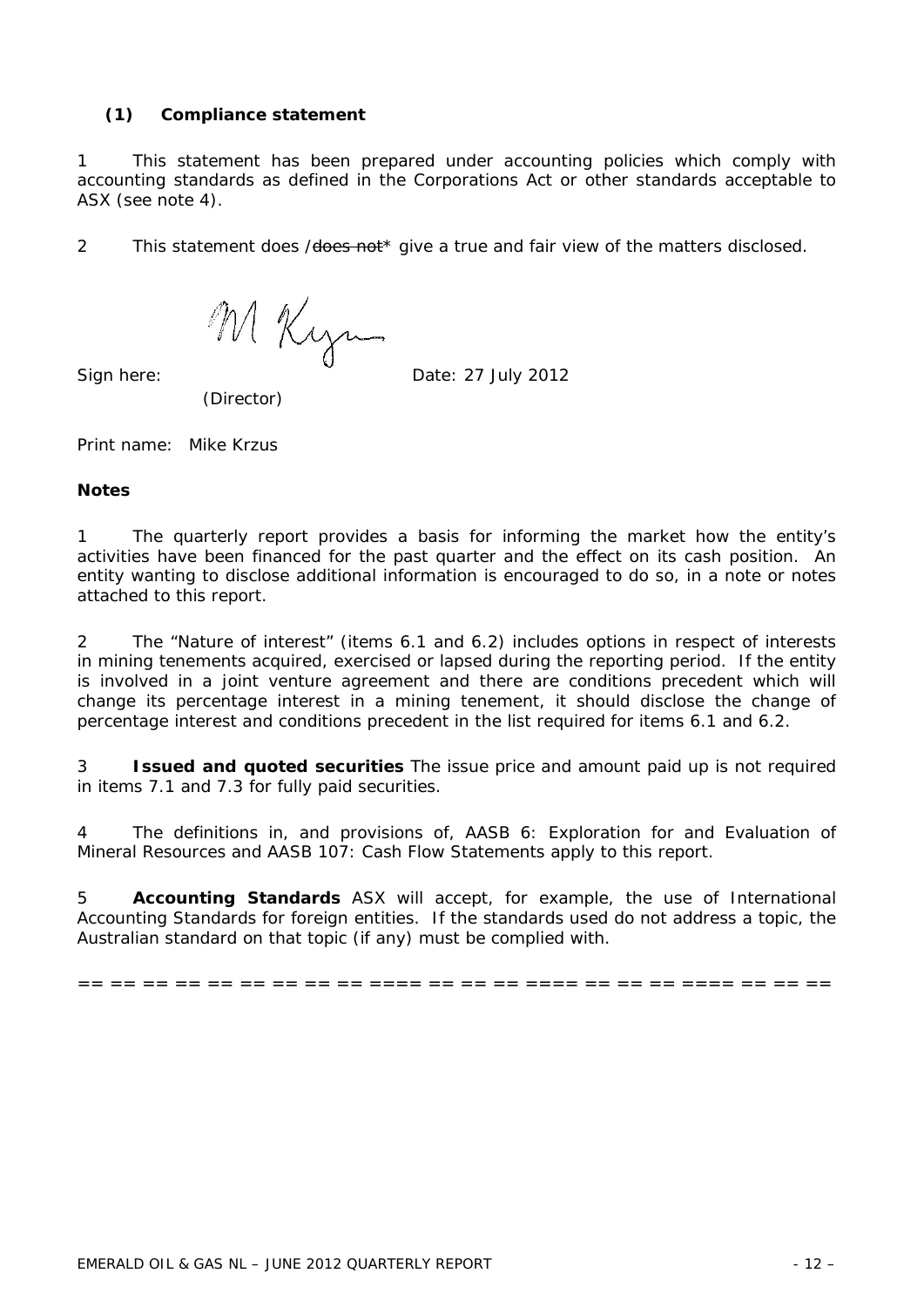## (1) Compliance statement

1 This statement has been prepared under accounting policies which comply with accounting standards as defined in the Corporations Act or other standards acceptable to ASX (see note 4).

2 This statement does /~~does not~~* give a true and fair view of the matters disclosed.

Sign here: (Director) Date: 27 July 2012

Print name: Mike Krzus

### Notes

1 The quarterly report provides a basis for informing the market how the entity's activities have been financed for the past quarter and the effect on its cash position. An entity wanting to disclose additional information is encouraged to do so, in a note or notes attached to this report.

2 The "Nature of interest" (items 6.1 and 6.2) includes options in respect of interests in mining tenements acquired, exercised or lapsed during the reporting period. If the entity is involved in a joint venture agreement and there are conditions precedent which will change its percentage interest in a mining tenement, it should disclose the change of percentage interest and conditions precedent in the list required for items 6.1 and 6.2.

3 **Issued and quoted securities** The issue price and amount paid up is not required in items 7.1 and 7.3 for fully paid securities.

4 The definitions in, and provisions of, AASB 6: Exploration for and Evaluation of Mineral Resources and AASB 107: Cash Flow Statements apply to this report.

5 **Accounting Standards** ASX will accept, for example, the use of International Accounting Standards for foreign entities. If the standards used do not address a topic, the Australian standard on that topic (if any) must be complied with.

== == == == == == == == == ==== == == == ==== == == == ==== == == ==